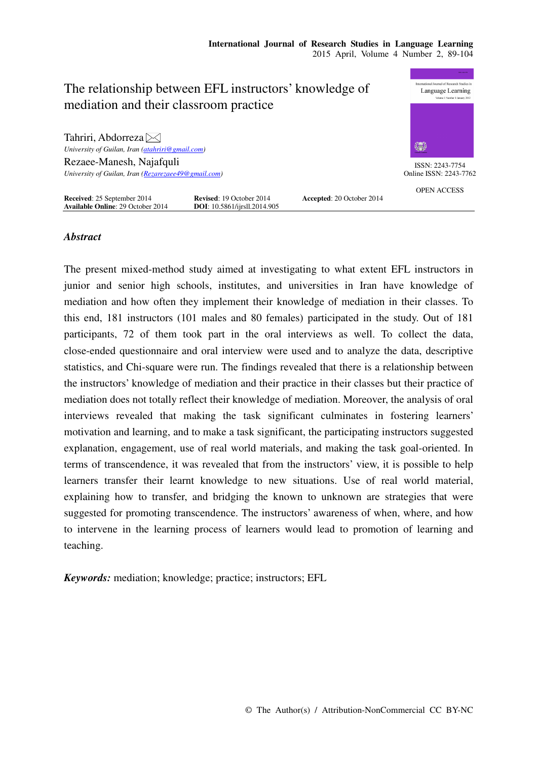# The relationship between EFL instructors' knowledge of mediation and their classroom practice

**Tahriri, Abdorreza** ✉
*University of Guilan, Iran (atahriri@gmail.com)*

**Rezaee-Manesh, Najafquli**
*University of Guilan, Iran (Rezarezaee49@gmail.com)*

ISSN: 2243-7754
Online ISSN: 2243-7762

OPEN ACCESS

**Received**: 25 September 2014 **Revised**: 19 October 2014 **Accepted**: 20 October 2014
**Available Online**: 29 October 2014 **DOI**: 10.5861/ijrsll.2014.905

## *Abstract*

The present mixed-method study aimed at investigating to what extent EFL instructors in junior and senior high schools, institutes, and universities in Iran have knowledge of mediation and how often they implement their knowledge of mediation in their classes. To this end, 181 instructors (101 males and 80 females) participated in the study. Out of 181 participants, 72 of them took part in the oral interviews as well. To collect the data, close-ended questionnaire and oral interview were used and to analyze the data, descriptive statistics, and Chi-square were run. The findings revealed that there is a relationship between the instructors' knowledge of mediation and their practice in their classes but their practice of mediation does not totally reflect their knowledge of mediation. Moreover, the analysis of oral interviews revealed that making the task significant culminates in fostering learners' motivation and learning, and to make a task significant, the participating instructors suggested explanation, engagement, use of real world materials, and making the task goal-oriented. In terms of transcendence, it was revealed that from the instructors' view, it is possible to help learners transfer their learnt knowledge to new situations. Use of real world material, explaining how to transfer, and bridging the known to unknown are strategies that were suggested for promoting transcendence. The instructors' awareness of when, where, and how to intervene in the learning process of learners would lead to promotion of learning and teaching.

***Keywords:*** mediation; knowledge; practice; instructors; EFL

© The Author(s) / Attribution-NonCommercial CC BY-NC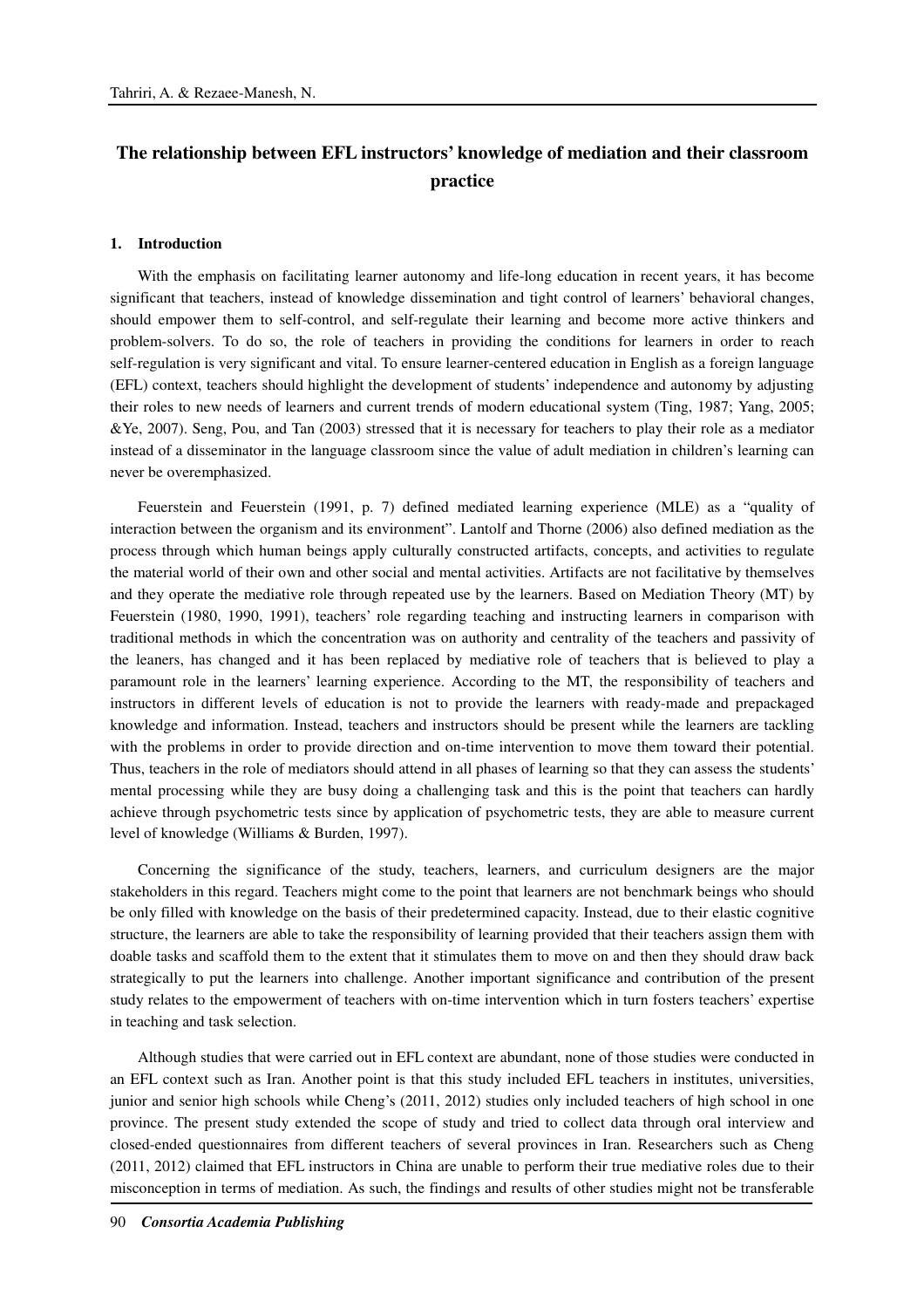# The relationship between EFL instructors' knowledge of mediation and their classroom practice

## 1. Introduction

With the emphasis on facilitating learner autonomy and life-long education in recent years, it has become significant that teachers, instead of knowledge dissemination and tight control of learners' behavioral changes, should empower them to self-control, and self-regulate their learning and become more active thinkers and problem-solvers. To do so, the role of teachers in providing the conditions for learners in order to reach self-regulation is very significant and vital. To ensure learner-centered education in English as a foreign language (EFL) context, teachers should highlight the development of students' independence and autonomy by adjusting their roles to new needs of learners and current trends of modern educational system (Ting, 1987; Yang, 2005; &Ye, 2007). Seng, Pou, and Tan (2003) stressed that it is necessary for teachers to play their role as a mediator instead of a disseminator in the language classroom since the value of adult mediation in children's learning can never be overemphasized.

Feuerstein and Feuerstein (1991, p. 7) defined mediated learning experience (MLE) as a "quality of interaction between the organism and its environment". Lantolf and Thorne (2006) also defined mediation as the process through which human beings apply culturally constructed artifacts, concepts, and activities to regulate the material world of their own and other social and mental activities. Artifacts are not facilitative by themselves and they operate the mediative role through repeated use by the learners. Based on Mediation Theory (MT) by Feuerstein (1980, 1990, 1991), teachers' role regarding teaching and instructing learners in comparison with traditional methods in which the concentration was on authority and centrality of the teachers and passivity of the leaners, has changed and it has been replaced by mediative role of teachers that is believed to play a paramount role in the learners' learning experience. According to the MT, the responsibility of teachers and instructors in different levels of education is not to provide the learners with ready-made and prepackaged knowledge and information. Instead, teachers and instructors should be present while the learners are tackling with the problems in order to provide direction and on-time intervention to move them toward their potential. Thus, teachers in the role of mediators should attend in all phases of learning so that they can assess the students' mental processing while they are busy doing a challenging task and this is the point that teachers can hardly achieve through psychometric tests since by application of psychometric tests, they are able to measure current level of knowledge (Williams & Burden, 1997).

Concerning the significance of the study, teachers, learners, and curriculum designers are the major stakeholders in this regard. Teachers might come to the point that learners are not benchmark beings who should be only filled with knowledge on the basis of their predetermined capacity. Instead, due to their elastic cognitive structure, the learners are able to take the responsibility of learning provided that their teachers assign them with doable tasks and scaffold them to the extent that it stimulates them to move on and then they should draw back strategically to put the learners into challenge. Another important significance and contribution of the present study relates to the empowerment of teachers with on-time intervention which in turn fosters teachers' expertise in teaching and task selection.

Although studies that were carried out in EFL context are abundant, none of those studies were conducted in an EFL context such as Iran. Another point is that this study included EFL teachers in institutes, universities, junior and senior high schools while Cheng's (2011, 2012) studies only included teachers of high school in one province. The present study extended the scope of study and tried to collect data through oral interview and closed-ended questionnaires from different teachers of several provinces in Iran. Researchers such as Cheng (2011, 2012) claimed that EFL instructors in China are unable to perform their true mediative roles due to their misconception in terms of mediation. As such, the findings and results of other studies might not be transferable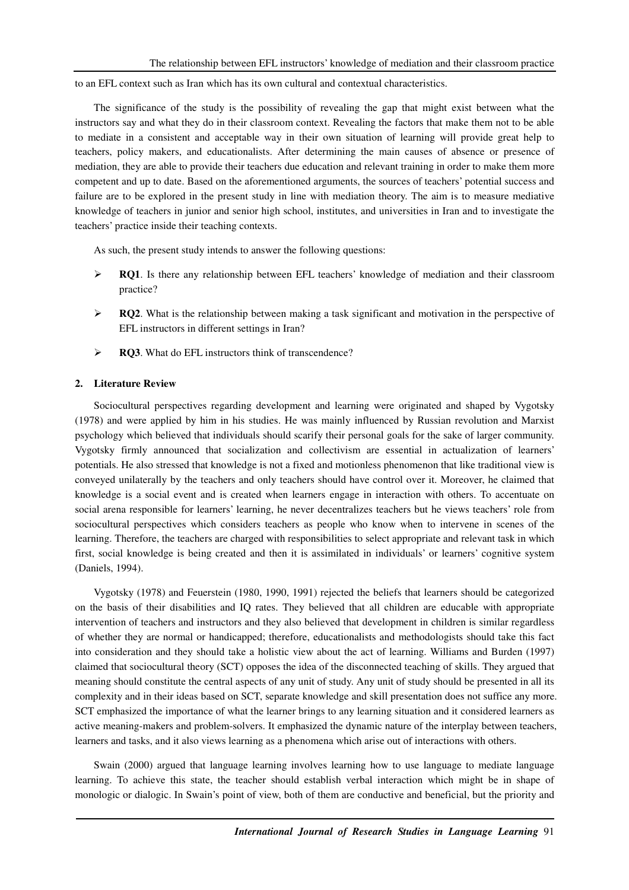to an EFL context such as Iran which has its own cultural and contextual characteristics.

The significance of the study is the possibility of revealing the gap that might exist between what the instructors say and what they do in their classroom context. Revealing the factors that make them not to be able to mediate in a consistent and acceptable way in their own situation of learning will provide great help to teachers, policy makers, and educationalists. After determining the main causes of absence or presence of mediation, they are able to provide their teachers due education and relevant training in order to make them more competent and up to date. Based on the aforementioned arguments, the sources of teachers' potential success and failure are to be explored in the present study in line with mediation theory. The aim is to measure mediative knowledge of teachers in junior and senior high school, institutes, and universities in Iran and to investigate the teachers' practice inside their teaching contexts.

As such, the present study intends to answer the following questions:

- **RQ1**. Is there any relationship between EFL teachers' knowledge of mediation and their classroom practice?
- **RQ2**. What is the relationship between making a task significant and motivation in the perspective of EFL instructors in different settings in Iran?
- **RQ3**. What do EFL instructors think of transcendence?

## 2. Literature Review

Sociocultural perspectives regarding development and learning were originated and shaped by Vygotsky (1978) and were applied by him in his studies. He was mainly influenced by Russian revolution and Marxist psychology which believed that individuals should scarify their personal goals for the sake of larger community. Vygotsky firmly announced that socialization and collectivism are essential in actualization of learners' potentials. He also stressed that knowledge is not a fixed and motionless phenomenon that like traditional view is conveyed unilaterally by the teachers and only teachers should have control over it. Moreover, he claimed that knowledge is a social event and is created when learners engage in interaction with others. To accentuate on social arena responsible for learners' learning, he never decentralizes teachers but he views teachers' role from sociocultural perspectives which considers teachers as people who know when to intervene in scenes of the learning. Therefore, the teachers are charged with responsibilities to select appropriate and relevant task in which first, social knowledge is being created and then it is assimilated in individuals' or learners' cognitive system (Daniels, 1994).

Vygotsky (1978) and Feuerstein (1980, 1990, 1991) rejected the beliefs that learners should be categorized on the basis of their disabilities and IQ rates. They believed that all children are educable with appropriate intervention of teachers and instructors and they also believed that development in children is similar regardless of whether they are normal or handicapped; therefore, educationalists and methodologists should take this fact into consideration and they should take a holistic view about the act of learning. Williams and Burden (1997) claimed that sociocultural theory (SCT) opposes the idea of the disconnected teaching of skills. They argued that meaning should constitute the central aspects of any unit of study. Any unit of study should be presented in all its complexity and in their ideas based on SCT, separate knowledge and skill presentation does not suffice any more. SCT emphasized the importance of what the learner brings to any learning situation and it considered learners as active meaning-makers and problem-solvers. It emphasized the dynamic nature of the interplay between teachers, learners and tasks, and it also views learning as a phenomena which arise out of interactions with others.

Swain (2000) argued that language learning involves learning how to use language to mediate language learning. To achieve this state, the teacher should establish verbal interaction which might be in shape of monologic or dialogic. In Swain's point of view, both of them are conductive and beneficial, but the priority and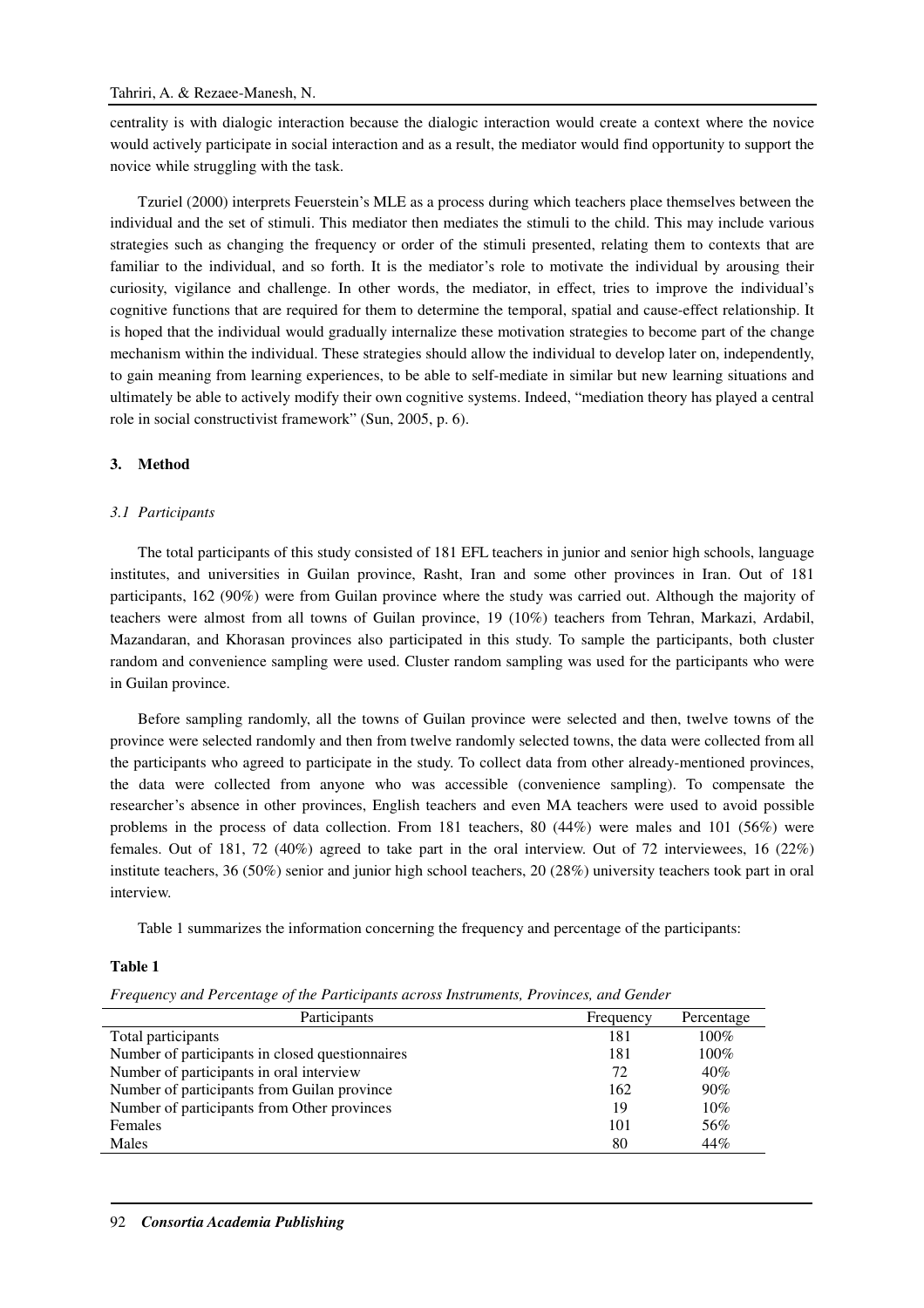centrality is with dialogic interaction because the dialogic interaction would create a context where the novice would actively participate in social interaction and as a result, the mediator would find opportunity to support the novice while struggling with the task.

Tzuriel (2000) interprets Feuerstein's MLE as a process during which teachers place themselves between the individual and the set of stimuli. This mediator then mediates the stimuli to the child. This may include various strategies such as changing the frequency or order of the stimuli presented, relating them to contexts that are familiar to the individual, and so forth. It is the mediator's role to motivate the individual by arousing their curiosity, vigilance and challenge. In other words, the mediator, in effect, tries to improve the individual's cognitive functions that are required for them to determine the temporal, spatial and cause-effect relationship. It is hoped that the individual would gradually internalize these motivation strategies to become part of the change mechanism within the individual. These strategies should allow the individual to develop later on, independently, to gain meaning from learning experiences, to be able to self-mediate in similar but new learning situations and ultimately be able to actively modify their own cognitive systems. Indeed, "mediation theory has played a central role in social constructivist framework" (Sun, 2005, p. 6).

## 3. Method

### *3.1 Participants*

The total participants of this study consisted of 181 EFL teachers in junior and senior high schools, language institutes, and universities in Guilan province, Rasht, Iran and some other provinces in Iran. Out of 181 participants, 162 (90%) were from Guilan province where the study was carried out. Although the majority of teachers were almost from all towns of Guilan province, 19 (10%) teachers from Tehran, Markazi, Ardabil, Mazandaran, and Khorasan provinces also participated in this study. To sample the participants, both cluster random and convenience sampling were used. Cluster random sampling was used for the participants who were in Guilan province.

Before sampling randomly, all the towns of Guilan province were selected and then, twelve towns of the province were selected randomly and then from twelve randomly selected towns, the data were collected from all the participants who agreed to participate in the study. To collect data from other already-mentioned provinces, the data were collected from anyone who was accessible (convenience sampling). To compensate the researcher's absence in other provinces, English teachers and even MA teachers were used to avoid possible problems in the process of data collection. From 181 teachers, 80 (44%) were males and 101 (56%) were females. Out of 181, 72 (40%) agreed to take part in the oral interview. Out of 72 interviewees, 16 (22%) institute teachers, 36 (50%) senior and junior high school teachers, 20 (28%) university teachers took part in oral interview.

Table 1 summarizes the information concerning the frequency and percentage of the participants:

**Table 1**

*Frequency and Percentage of the Participants across Instruments, Provinces, and Gender*

| Participants | Frequency | Percentage |
|---|---|---|
| Total participants | 181 | 100% |
| Number of participants in closed questionnaires | 181 | 100% |
| Number of participants in oral interview | 72 | 40% |
| Number of participants from Guilan province | 162 | 90% |
| Number of participants from Other provinces | 19 | 10% |
| Females | 101 | 56% |
| Males | 80 | 44% |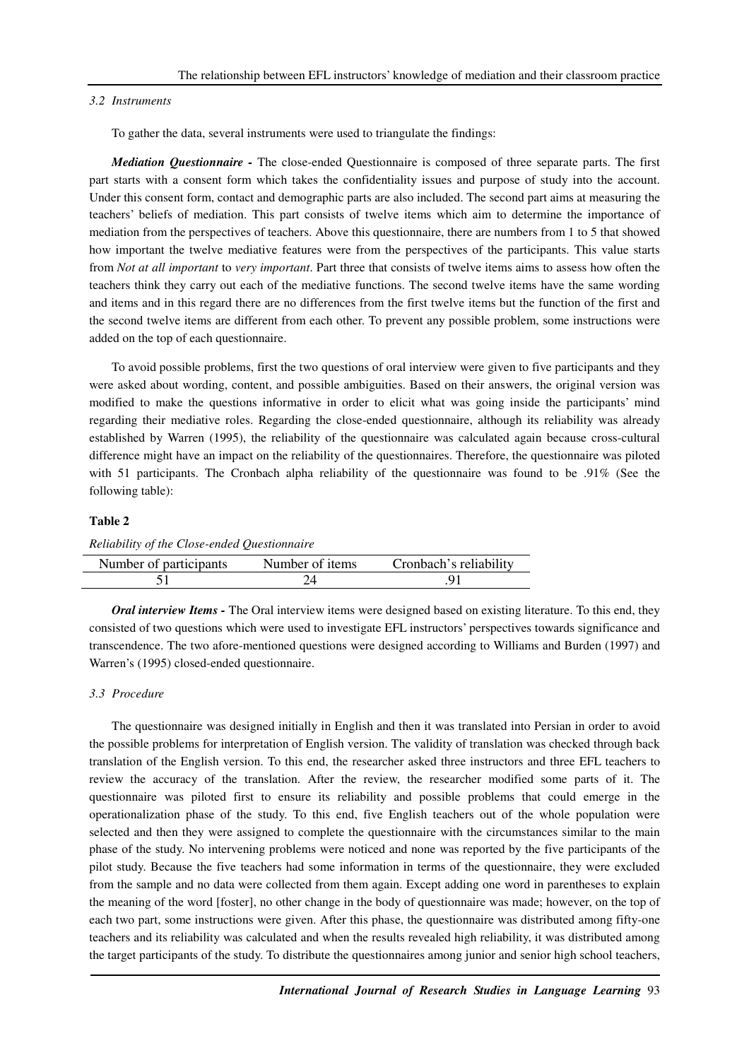### *3.2 Instruments*

To gather the data, several instruments were used to triangulate the findings:

***Mediation Questionnaire -*** The close-ended Questionnaire is composed of three separate parts. The first part starts with a consent form which takes the confidentiality issues and purpose of study into the account. Under this consent form, contact and demographic parts are also included. The second part aims at measuring the teachers' beliefs of mediation. This part consists of twelve items which aim to determine the importance of mediation from the perspectives of teachers. Above this questionnaire, there are numbers from 1 to 5 that showed how important the twelve mediative features were from the perspectives of the participants. This value starts from *Not at all important* to *very important*. Part three that consists of twelve items aims to assess how often the teachers think they carry out each of the mediative functions. The second twelve items have the same wording and items and in this regard there are no differences from the first twelve items but the function of the first and the second twelve items are different from each other. To prevent any possible problem, some instructions were added on the top of each questionnaire.

To avoid possible problems, first the two questions of oral interview were given to five participants and they were asked about wording, content, and possible ambiguities. Based on their answers, the original version was modified to make the questions informative in order to elicit what was going inside the participants' mind regarding their mediative roles. Regarding the close-ended questionnaire, although its reliability was already established by Warren (1995), the reliability of the questionnaire was calculated again because cross-cultural difference might have an impact on the reliability of the questionnaires. Therefore, the questionnaire was piloted with 51 participants. The Cronbach alpha reliability of the questionnaire was found to be .91% (See the following table):

**Table 2**

*Reliability of the Close-ended Questionnaire*

| Number of participants | Number of items | Cronbach's reliability |
|---|---|---|
| 51 | 24 | .91 |

***Oral interview Items -*** The Oral interview items were designed based on existing literature. To this end, they consisted of two questions which were used to investigate EFL instructors' perspectives towards significance and transcendence. The two afore-mentioned questions were designed according to Williams and Burden (1997) and Warren's (1995) closed-ended questionnaire.

### *3.3 Procedure*

The questionnaire was designed initially in English and then it was translated into Persian in order to avoid the possible problems for interpretation of English version. The validity of translation was checked through back translation of the English version. To this end, the researcher asked three instructors and three EFL teachers to review the accuracy of the translation. After the review, the researcher modified some parts of it. The questionnaire was piloted first to ensure its reliability and possible problems that could emerge in the operationalization phase of the study. To this end, five English teachers out of the whole population were selected and then they were assigned to complete the questionnaire with the circumstances similar to the main phase of the study. No intervening problems were noticed and none was reported by the five participants of the pilot study. Because the five teachers had some information in terms of the questionnaire, they were excluded from the sample and no data were collected from them again. Except adding one word in parentheses to explain the meaning of the word [foster], no other change in the body of questionnaire was made; however, on the top of each two part, some instructions were given. After this phase, the questionnaire was distributed among fifty-one teachers and its reliability was calculated and when the results revealed high reliability, it was distributed among the target participants of the study. To distribute the questionnaires among junior and senior high school teachers,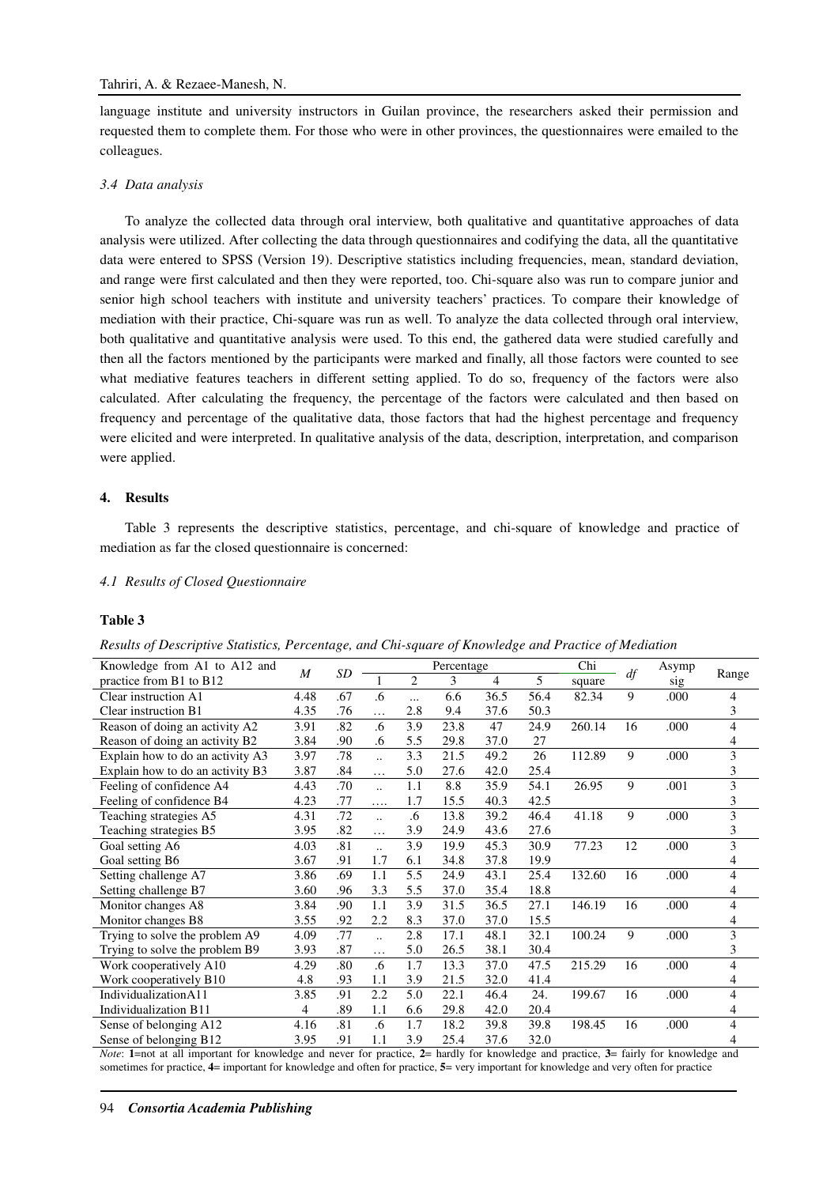language institute and university instructors in Guilan province, the researchers asked their permission and requested them to complete them. For those who were in other provinces, the questionnaires were emailed to the colleagues.

### *3.4 Data analysis*

To analyze the collected data through oral interview, both qualitative and quantitative approaches of data analysis were utilized. After collecting the data through questionnaires and codifying the data, all the quantitative data were entered to SPSS (Version 19). Descriptive statistics including frequencies, mean, standard deviation, and range were first calculated and then they were reported, too. Chi-square also was run to compare junior and senior high school teachers with institute and university teachers' practices. To compare their knowledge of mediation with their practice, Chi-square was run as well. To analyze the data collected through oral interview, both qualitative and quantitative analysis were used. To this end, the gathered data were studied carefully and then all the factors mentioned by the participants were marked and finally, all those factors were counted to see what mediative features teachers in different setting applied. To do so, frequency of the factors were also calculated. After calculating the frequency, the percentage of the factors were calculated and then based on frequency and percentage of the qualitative data, those factors that had the highest percentage and frequency were elicited and were interpreted. In qualitative analysis of the data, description, interpretation, and comparison were applied.

## **4. Results**

Table 3 represents the descriptive statistics, percentage, and chi-square of knowledge and practice of mediation as far the closed questionnaire is concerned:

### *4.1 Results of Closed Questionnaire*

**Table 3**

*Results of Descriptive Statistics, Percentage, and Chi-square of Knowledge and Practice of Mediation*

| Knowledge from A1 to A12 and practice from B1 to B12 | *M* | *SD* | Percentage | | | | | Chi square | *df* | Asymp sig | Range |
|---|---|---|---|---|---|---|---|---|---|---|---|
| | | | 1 | 2 | 3 | 4 | 5 | | | | |
| Clear instruction A1 | 4.48 | .67 | .6 | ... | 6.6 | 36.5 | 56.4 | 82.34 | 9 | .000 | 4 |
| Clear instruction B1 | 4.35 | .76 | … | 2.8 | 9.4 | 37.6 | 50.3 | | | | 3 |
| Reason of doing an activity A2 | 3.91 | .82 | .6 | 3.9 | 23.8 | 47 | 24.9 | 260.14 | 16 | .000 | 4 |
| Reason of doing an activity B2 | 3.84 | .90 | .6 | 5.5 | 29.8 | 37.0 | 27 | | | | 4 |
| Explain how to do an activity A3 | 3.97 | .78 | .. | 3.3 | 21.5 | 49.2 | 26 | 112.89 | 9 | .000 | 3 |
| Explain how to do an activity B3 | 3.87 | .84 | … | 5.0 | 27.6 | 42.0 | 25.4 | | | | 3 |
| Feeling of confidence A4 | 4.43 | .70 | .. | 1.1 | 8.8 | 35.9 | 54.1 | 26.95 | 9 | .001 | 3 |
| Feeling of confidence B4 | 4.23 | .77 | …. | 1.7 | 15.5 | 40.3 | 42.5 | | | | 3 |
| Teaching strategies A5 | 4.31 | .72 | .. | .6 | 13.8 | 39.2 | 46.4 | 41.18 | 9 | .000 | 3 |
| Teaching strategies B5 | 3.95 | .82 | … | 3.9 | 24.9 | 43.6 | 27.6 | | | | 3 |
| Goal setting A6 | 4.03 | .81 | .. | 3.9 | 19.9 | 45.3 | 30.9 | 77.23 | 12 | .000 | 3 |
| Goal setting B6 | 3.67 | .91 | 1.7 | 6.1 | 34.8 | 37.8 | 19.9 | | | | 4 |
| Setting challenge A7 | 3.86 | .69 | 1.1 | 5.5 | 24.9 | 43.1 | 25.4 | 132.60 | 16 | .000 | 4 |
| Setting challenge B7 | 3.60 | .96 | 3.3 | 5.5 | 37.0 | 35.4 | 18.8 | | | | 4 |
| Monitor changes A8 | 3.84 | .90 | 1.1 | 3.9 | 31.5 | 36.5 | 27.1 | 146.19 | 16 | .000 | 4 |
| Monitor changes B8 | 3.55 | .92 | 2.2 | 8.3 | 37.0 | 37.0 | 15.5 | | | | 4 |
| Trying to solve the problem A9 | 4.09 | .77 | .. | 2.8 | 17.1 | 48.1 | 32.1 | 100.24 | 9 | .000 | 3 |
| Trying to solve the problem B9 | 3.93 | .87 | … | 5.0 | 26.5 | 38.1 | 30.4 | | | | 3 |
| Work cooperatively A10 | 4.29 | .80 | .6 | 1.7 | 13.3 | 37.0 | 47.5 | 215.29 | 16 | .000 | 4 |
| Work cooperatively B10 | 4.8 | .93 | 1.1 | 3.9 | 21.5 | 32.0 | 41.4 | | | | 4 |
| IndividualizationA11 | 3.85 | .91 | 2.2 | 5.0 | 22.1 | 46.4 | 24. | 199.67 | 16 | .000 | 4 |
| Individualization B11 | 4 | .89 | 1.1 | 6.6 | 29.8 | 42.0 | 20.4 | | | | 4 |
| Sense of belonging A12 | 4.16 | .81 | .6 | 1.7 | 18.2 | 39.8 | 39.8 | 198.45 | 16 | .000 | 4 |
| Sense of belonging B12 | 3.95 | .91 | 1.1 | 3.9 | 25.4 | 37.6 | 32.0 | | | | 4 |

*Note*: **1**=not at all important for knowledge and never for practice, **2**= hardly for knowledge and practice, **3**= fairly for knowledge and sometimes for practice, **4**= important for knowledge and often for practice, **5**= very important for knowledge and very often for practice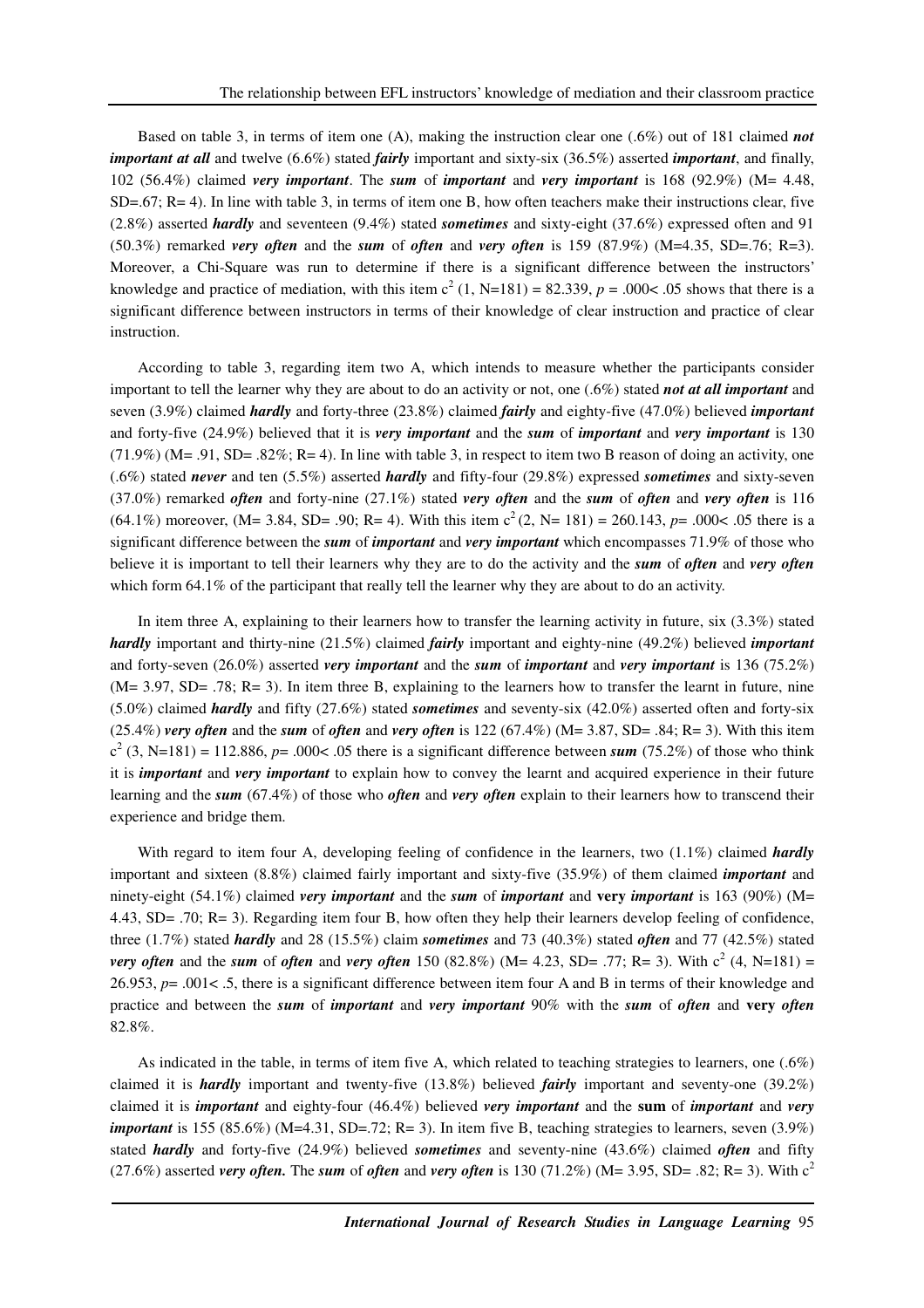Based on table 3, in terms of item one (A), making the instruction clear one (.6%) out of 181 claimed ***not important at all*** and twelve (6.6%) stated ***fairly*** important and sixty-six (36.5%) asserted ***important***, and finally, 102 (56.4%) claimed ***very important***. The ***sum*** of ***important*** and ***very important*** is 168 (92.9%) (M= 4.48, SD=.67; R= 4). In line with table 3, in terms of item one B, how often teachers make their instructions clear, five (2.8%) asserted ***hardly*** and seventeen (9.4%) stated ***sometimes*** and sixty-eight (37.6%) expressed often and 91 (50.3%) remarked ***very often*** and the ***sum*** of ***often*** and ***very often*** is 159 (87.9%) (M=4.35, SD=.76; R=3). Moreover, a Chi-Square was run to determine if there is a significant difference between the instructors' knowledge and practice of mediation, with this item $c^2$ (1, N=181) = 82.339, $p$ = .000< .05 shows that there is a significant difference between instructors in terms of their knowledge of clear instruction and practice of clear instruction.

According to table 3, regarding item two A, which intends to measure whether the participants consider important to tell the learner why they are about to do an activity or not, one (.6%) stated ***not at all important*** and seven (3.9%) claimed ***hardly*** and forty-three (23.8%) claimed ***fairly*** and eighty-five (47.0%) believed ***important*** and forty-five (24.9%) believed that it is ***very important*** and the ***sum*** of ***important*** and ***very important*** is 130 (71.9%) (M= .91, SD= .82%; R= 4). In line with table 3, in respect to item two B reason of doing an activity, one (.6%) stated ***never*** and ten (5.5%) asserted ***hardly*** and fifty-four (29.8%) expressed ***sometimes*** and sixty-seven (37.0%) remarked ***often*** and forty-nine (27.1%) stated ***very often*** and the ***sum*** of ***often*** and ***very often*** is 116 (64.1%) moreover, (M= 3.84, SD= .90; R= 4). With this item $c^2$ (2, N= 181) = 260.143, $p$= .000< .05 there is a significant difference between the ***sum*** of ***important*** and ***very important*** which encompasses 71.9% of those who believe it is important to tell their learners why they are to do the activity and the ***sum*** of ***often*** and ***very often*** which form 64.1% of the participant that really tell the learner why they are about to do an activity.

In item three A, explaining to their learners how to transfer the learning activity in future, six (3.3%) stated ***hardly*** important and thirty-nine (21.5%) claimed ***fairly*** important and eighty-nine (49.2%) believed ***important*** and forty-seven (26.0%) asserted ***very important*** and the ***sum*** of ***important*** and ***very important*** is 136 (75.2%) (M= 3.97, SD= .78; R= 3). In item three B, explaining to the learners how to transfer the learnt in future, nine (5.0%) claimed ***hardly*** and fifty (27.6%) stated ***sometimes*** and seventy-six (42.0%) asserted often and forty-six (25.4%) ***very often*** and the ***sum*** of ***often*** and ***very often*** is 122 (67.4%) (M= 3.87, SD= .84; R= 3). With this item $c^2$ (3, N=181) = 112.886, $p$= .000< .05 there is a significant difference between ***sum*** (75.2%) of those who think it is ***important*** and ***very important*** to explain how to convey the learnt and acquired experience in their future learning and the ***sum*** (67.4%) of those who ***often*** and ***very often*** explain to their learners how to transcend their experience and bridge them.

With regard to item four A, developing feeling of confidence in the learners, two (1.1%) claimed ***hardly*** important and sixteen (8.8%) claimed fairly important and sixty-five (35.9%) of them claimed ***important*** and ninety-eight (54.1%) claimed ***very important*** and the ***sum*** of ***important*** and **very** ***important*** is 163 (90%) (M= 4.43, SD= .70; R= 3). Regarding item four B, how often they help their learners develop feeling of confidence, three (1.7%) stated ***hardly*** and 28 (15.5%) claim ***sometimes*** and 73 (40.3%) stated ***often*** and 77 (42.5%) stated ***very often*** and the ***sum*** of ***often*** and ***very often*** 150 (82.8%) (M= 4.23, SD= .77; R= 3). With $c^2$ (4, N=181) = 26.953, $p$= .001< .5, there is a significant difference between item four A and B in terms of their knowledge and practice and between the ***sum*** of ***important*** and ***very important*** 90% with the ***sum*** of ***often*** and **very** ***often*** 82.8%.

As indicated in the table, in terms of item five A, which related to teaching strategies to learners, one (.6%) claimed it is ***hardly*** important and twenty-five (13.8%) believed ***fairly*** important and seventy-one (39.2%) claimed it is ***important*** and eighty-four (46.4%) believed ***very important*** and the **sum** of ***important*** and ***very important*** is 155 (85.6%) (M=4.31, SD=.72; R= 3). In item five B, teaching strategies to learners, seven (3.9%) stated ***hardly*** and forty-five (24.9%) believed ***sometimes*** and seventy-nine (43.6%) claimed ***often*** and fifty (27.6%) asserted ***very often.*** The ***sum*** of ***often*** and ***very often*** is 130 (71.2%) (M= 3.95, SD= .82; R= 3). With $c^2$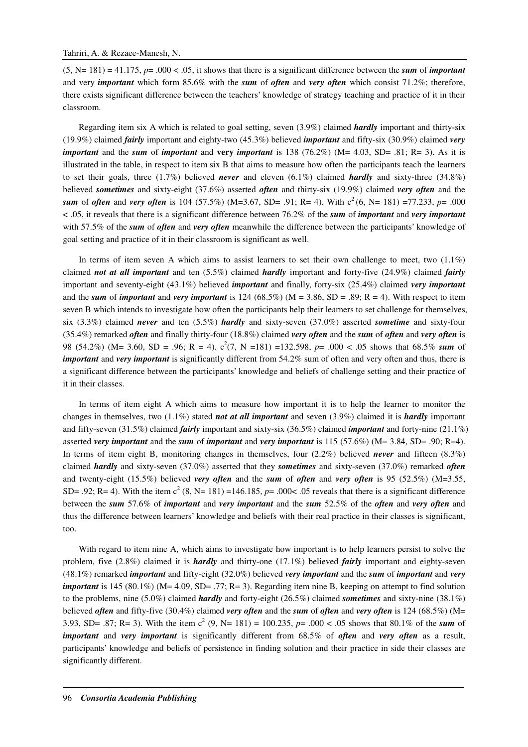(5, N= 181) = 41.175, $p$= .000 < .05, it shows that there is a significant difference between the ***sum*** of ***important*** and very ***important*** which form 85.6% with the ***sum*** of ***often*** and ***very often*** which consist 71.2%; therefore, there exists significant difference between the teachers' knowledge of strategy teaching and practice of it in their classroom.

Regarding item six A which is related to goal setting, seven (3.9%) claimed ***hardly*** important and thirty-six (19.9%) claimed ***fairly*** important and eighty-two (45.3%) believed ***important*** and fifty-six (30.9%) claimed ***very important*** and the ***sum*** of ***important*** and **very** ***important*** is 138 (76.2%) (M= 4.03, SD= .81; R= 3). As it is illustrated in the table, in respect to item six B that aims to measure how often the participants teach the learners to set their goals, three (1.7%) believed ***never*** and eleven (6.1%) claimed ***hardly*** and sixty-three (34.8%) believed ***sometimes*** and sixty-eight (37.6%) asserted ***often*** and thirty-six (19.9%) claimed ***very often*** and the ***sum*** of ***often*** and ***very often*** is 104 (57.5%) (M=3.67, SD= .91; R= 4). With $c^2$(6, N= 181) =77.233, $p$= .000 < .05, it reveals that there is a significant difference between 76.2% of the ***sum*** of ***important*** and ***very important*** with 57.5% of the ***sum*** of ***often*** and ***very often*** meanwhile the difference between the participants' knowledge of goal setting and practice of it in their classroom is significant as well.

In terms of item seven A which aims to assist learners to set their own challenge to meet, two (1.1%) claimed ***not at all important*** and ten (5.5%) claimed ***hardly*** important and forty-five (24.9%) claimed ***fairly*** important and seventy-eight (43.1%) believed ***important*** and finally, forty-six (25.4%) claimed ***very important*** and the ***sum*** of ***important*** and ***very important*** is 124 (68.5%) (M = 3.86, SD = .89; R = 4). With respect to item seven B which intends to investigate how often the participants help their learners to set challenge for themselves, six (3.3%) claimed ***never*** and ten (5.5%) ***hardly*** and sixty-seven (37.0%) asserted ***sometime*** and sixty-four (35.4%) remarked ***often*** and finally thirty-four (18.8%) claimed ***very often*** and the ***sum*** of ***often*** and ***very often*** is 98 (54.2%) (M= 3.60, SD = .96; R = 4). $c^2$(7, N =181) =132.598, $p$= .000 < .05 shows that 68.5% ***sum*** of ***important*** and ***very important*** is significantly different from 54.2% sum of often and very often and thus, there is a significant difference between the participants' knowledge and beliefs of challenge setting and their practice of it in their classes.

In terms of item eight A which aims to measure how important it is to help the learner to monitor the changes in themselves, two (1.1%) stated ***not at all important*** and seven (3.9%) claimed it is ***hardly*** important and fifty-seven (31.5%) claimed ***fairly*** important and sixty-six (36.5%) claimed ***important*** and forty-nine (21.1%) asserted ***very important*** and the ***sum*** of ***important*** and ***very important*** is 115 (57.6%) (M= 3.84, SD= .90; R=4). In terms of item eight B, monitoring changes in themselves, four (2.2%) believed ***never*** and fifteen (8.3%) claimed ***hardly*** and sixty-seven (37.0%) asserted that they ***sometimes*** and sixty-seven (37.0%) remarked ***often*** and twenty-eight (15.5%) believed ***very often*** and the ***sum*** of ***often*** and ***very often*** is 95 (52.5%) (M=3.55, SD= .92; R= 4). With the item $c^2$ (8, N= 181) =146.185, $p$= .000< .05 reveals that there is a significant difference between the ***sum*** 57.6% of ***important*** and ***very important*** and the ***sum*** 52.5% of the ***often*** and ***very often*** and thus the difference between learners' knowledge and beliefs with their real practice in their classes is significant, too.

With regard to item nine A, which aims to investigate how important is to help learners persist to solve the problem, five (2.8%) claimed it is ***hardly*** and thirty-one (17.1%) believed ***fairly*** important and eighty-seven (48.1%) remarked ***important*** and fifty-eight (32.0%) believed ***very important*** and the ***sum*** of ***important*** and ***very important*** is 145 (80.1%) (M= 4.09, SD= .77; R= 3). Regarding item nine B, keeping on attempt to find solution to the problems, nine (5.0%) claimed ***hardly*** and forty-eight (26.5%) claimed ***sometimes*** and sixty-nine (38.1%) believed ***often*** and fifty-five (30.4%) claimed ***very often*** and the ***sum*** of ***often*** and ***very often*** is 124 (68.5%) (M= 3.93, SD= .87; R= 3). With the item $c^2$ (9, N= 181) = 100.235, $p$= .000 < .05 shows that 80.1% of the ***sum*** of ***important*** and ***very important*** is significantly different from 68.5% of ***often*** and ***very often*** as a result, participants' knowledge and beliefs of persistence in finding solution and their practice in side their classes are significantly different.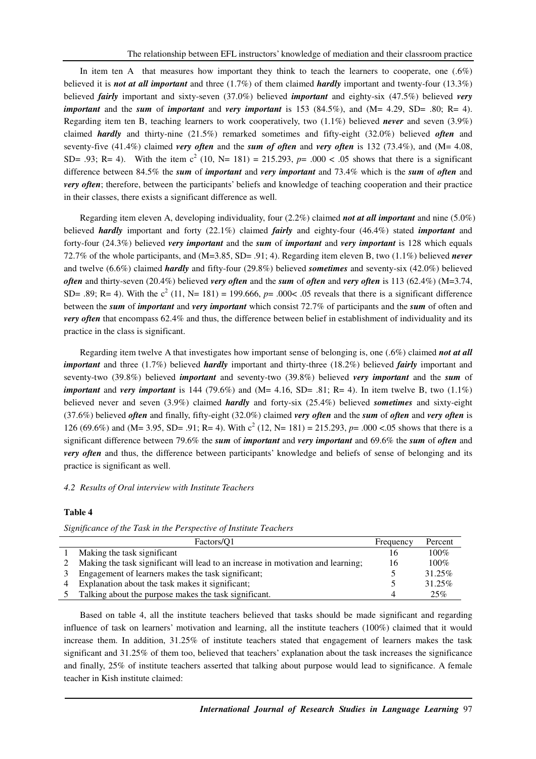In item ten A that measures how important they think to teach the learners to cooperate, one (.6%) believed it is ***not at all important*** and three (1.7%) of them claimed ***hardly*** important and twenty-four (13.3%) believed ***fairly*** important and sixty-seven (37.0%) believed ***important*** and eighty-six (47.5%) believed ***very important*** and the ***sum*** of ***important*** and ***very important*** is 153 (84.5%), and (M= 4.29, SD= .80; R= 4). Regarding item ten B, teaching learners to work cooperatively, two (1.1%) believed ***never*** and seven (3.9%) claimed ***hardly*** and thirty-nine (21.5%) remarked sometimes and fifty-eight (32.0%) believed ***often*** and seventy-five (41.4%) claimed ***very often*** and the ***sum of often*** and ***very often*** is 132 (73.4%), and (M= 4.08, SD= .93; R= 4). With the item $c^2$ (10, N= 181) = 215.293, *p*= .000 < .05 shows that there is a significant difference between 84.5% the ***sum*** of ***important*** and ***very important*** and 73.4% which is the ***sum*** of ***often*** and ***very often***; therefore, between the participants' beliefs and knowledge of teaching cooperation and their practice in their classes, there exists a significant difference as well.

Regarding item eleven A, developing individuality, four (2.2%) claimed ***not at all important*** and nine (5.0%) believed ***hardly*** important and forty (22.1%) claimed ***fairly*** and eighty-four (46.4%) stated ***important*** and forty-four (24.3%) believed ***very important*** and the ***sum*** of ***important*** and ***very important*** is 128 which equals 72.7% of the whole participants, and (M=3.85, SD= .91; 4). Regarding item eleven B, two (1.1%) believed ***never*** and twelve (6.6%) claimed ***hardly*** and fifty-four (29.8%) believed ***sometimes*** and seventy-six (42.0%) believed ***often*** and thirty-seven (20.4%) believed ***very often*** and the ***sum*** of ***often*** and ***very often*** is 113 (62.4%) (M=3.74, SD= .89; R= 4). With the $c^2$ (11, N= 181) = 199.666, *p*= .000< .05 reveals that there is a significant difference between the ***sum*** of ***important*** and ***very important*** which consist 72.7% of participants and the ***sum*** of often and ***very often*** that encompass 62.4% and thus, the difference between belief in establishment of individuality and its practice in the class is significant.

Regarding item twelve A that investigates how important sense of belonging is, one (.6%) claimed ***not at all important*** and three (1.7%) believed ***hardly*** important and thirty-three (18.2%) believed ***fairly*** important and seventy-two (39.8%) believed ***important*** and seventy-two (39.8%) believed ***very important*** and the ***sum*** of ***important*** and ***very important*** is 144 (79.6%) and (M= 4.16, SD= .81; R= 4). In item twelve B, two (1.1%) believed never and seven (3.9%) claimed ***hardly*** and forty-six (25.4%) believed ***sometimes*** and sixty-eight (37.6%) believed ***often*** and finally, fifty-eight (32.0%) claimed ***very often*** and the ***sum*** of ***often*** and ***very often*** is 126 (69.6%) and (M= 3.95, SD= .91; R= 4). With $c^2$ (12, N= 181) = 215.293, *p*= .000 <.05 shows that there is a significant difference between 79.6% the ***sum*** of ***important*** and ***very important*** and 69.6% the ***sum*** of ***often*** and ***very often*** and thus, the difference between participants' knowledge and beliefs of sense of belonging and its practice is significant as well.

### *4.2 Results of Oral interview with Institute Teachers*

**Table 4**

*Significance of the Task in the Perspective of Institute Teachers*

| | Factors/Q1 | Frequency | Percent |
|---|---|---|---|
| 1 | Making the task significant | 16 | 100% |
| 2 | Making the task significant will lead to an increase in motivation and learning; | 16 | 100% |
| 3 | Engagement of learners makes the task significant; | 5 | 31.25% |
| 4 | Explanation about the task makes it significant; | 5 | 31.25% |
| 5 | Talking about the purpose makes the task significant. | 4 | 25% |

Based on table 4, all the institute teachers believed that tasks should be made significant and regarding influence of task on learners' motivation and learning, all the institute teachers (100%) claimed that it would increase them. In addition, 31.25% of institute teachers stated that engagement of learners makes the task significant and 31.25% of them too, believed that teachers' explanation about the task increases the significance and finally, 25% of institute teachers asserted that talking about purpose would lead to significance. A female teacher in Kish institute claimed: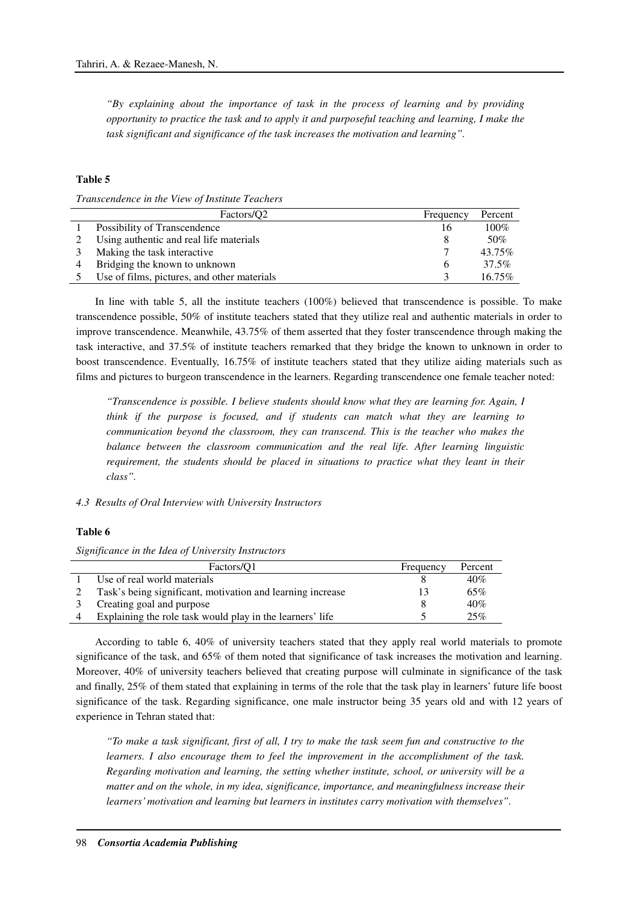*"By explaining about the importance of task in the process of learning and by providing opportunity to practice the task and to apply it and purposeful teaching and learning, I make the task significant and significance of the task increases the motivation and learning".*

**Table 5**

*Transcendence in the View of Institute Teachers*

| | Factors/Q2 | Frequency | Percent |
|---|---|---|---|
| 1 | Possibility of Transcendence | 16 | 100% |
| 2 | Using authentic and real life materials | 8 | 50% |
| 3 | Making the task interactive | 7 | 43.75% |
| 4 | Bridging the known to unknown | 6 | 37.5% |
| 5 | Use of films, pictures, and other materials | 3 | 16.75% |

In line with table 5, all the institute teachers (100%) believed that transcendence is possible. To make transcendence possible, 50% of institute teachers stated that they utilize real and authentic materials in order to improve transcendence. Meanwhile, 43.75% of them asserted that they foster transcendence through making the task interactive, and 37.5% of institute teachers remarked that they bridge the known to unknown in order to boost transcendence. Eventually, 16.75% of institute teachers stated that they utilize aiding materials such as films and pictures to burgeon transcendence in the learners. Regarding transcendence one female teacher noted:

*"Transcendence is possible. I believe students should know what they are learning for. Again, I think if the purpose is focused, and if students can match what they are learning to communication beyond the classroom, they can transcend. This is the teacher who makes the balance between the classroom communication and the real life. After learning linguistic requirement, the students should be placed in situations to practice what they leant in their class".*

### *4.3 Results of Oral Interview with University Instructors*

**Table 6**

*Significance in the Idea of University Instructors*

| | Factors/Q1 | Frequency | Percent |
|---|---|---|---|
| 1 | Use of real world materials | 8 | 40% |
| 2 | Task's being significant, motivation and learning increase | 13 | 65% |
| 3 | Creating goal and purpose | 8 | 40% |
| 4 | Explaining the role task would play in the learners' life | 5 | 25% |

According to table 6, 40% of university teachers stated that they apply real world materials to promote significance of the task, and 65% of them noted that significance of task increases the motivation and learning. Moreover, 40% of university teachers believed that creating purpose will culminate in significance of the task and finally, 25% of them stated that explaining in terms of the role that the task play in learners' future life boost significance of the task. Regarding significance, one male instructor being 35 years old and with 12 years of experience in Tehran stated that:

*"To make a task significant, first of all, I try to make the task seem fun and constructive to the learners. I also encourage them to feel the improvement in the accomplishment of the task. Regarding motivation and learning, the setting whether institute, school, or university will be a matter and on the whole, in my idea, significance, importance, and meaningfulness increase their learners' motivation and learning but learners in institutes carry motivation with themselves".*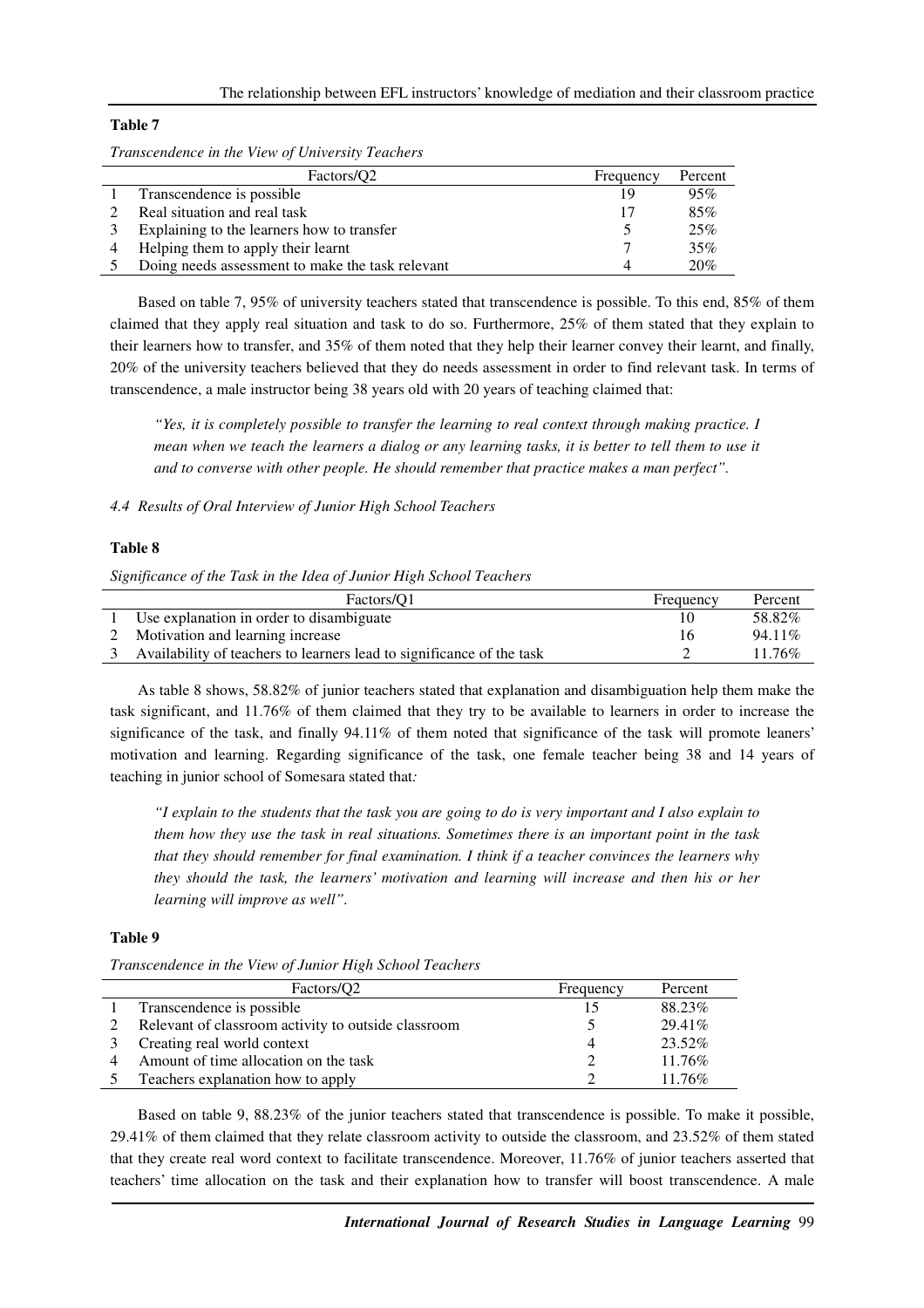**Table 7**

*Transcendence in the View of University Teachers*

| | Factors/Q2 | Frequency | Percent |
|---|---|---|---|
| 1 | Transcendence is possible | 19 | 95% |
| 2 | Real situation and real task | 17 | 85% |
| 3 | Explaining to the learners how to transfer | 5 | 25% |
| 4 | Helping them to apply their learnt | 7 | 35% |
| 5 | Doing needs assessment to make the task relevant | 4 | 20% |

Based on table 7, 95% of university teachers stated that transcendence is possible. To this end, 85% of them claimed that they apply real situation and task to do so. Furthermore, 25% of them stated that they explain to their learners how to transfer, and 35% of them noted that they help their learner convey their learnt, and finally, 20% of the university teachers believed that they do needs assessment in order to find relevant task. In terms of transcendence, a male instructor being 38 years old with 20 years of teaching claimed that:

> *"Yes, it is completely possible to transfer the learning to real context through making practice. I mean when we teach the learners a dialog or any learning tasks, it is better to tell them to use it and to converse with other people. He should remember that practice makes a man perfect".*

### *4.4 Results of Oral Interview of Junior High School Teachers*

**Table 8**

*Significance of the Task in the Idea of Junior High School Teachers*

| | Factors/Q1 | Frequency | Percent |
|---|---|---|---|
| 1 | Use explanation in order to disambiguate | 10 | 58.82% |
| 2 | Motivation and learning increase | 16 | 94.11% |
| 3 | Availability of teachers to learners lead to significance of the task | 2 | 11.76% |

As table 8 shows, 58.82% of junior teachers stated that explanation and disambiguation help them make the task significant, and 11.76% of them claimed that they try to be available to learners in order to increase the significance of the task, and finally 94.11% of them noted that significance of the task will promote leaners' motivation and learning. Regarding significance of the task, one female teacher being 38 and 14 years of teaching in junior school of Somesara stated that:

> *"I explain to the students that the task you are going to do is very important and I also explain to them how they use the task in real situations. Sometimes there is an important point in the task that they should remember for final examination. I think if a teacher convinces the learners why they should the task, the learners' motivation and learning will increase and then his or her learning will improve as well".*

**Table 9**

*Transcendence in the View of Junior High School Teachers*

| | Factors/Q2 | Frequency | Percent |
|---|---|---|---|
| 1 | Transcendence is possible | 15 | 88.23% |
| 2 | Relevant of classroom activity to outside classroom | 5 | 29.41% |
| 3 | Creating real world context | 4 | 23.52% |
| 4 | Amount of time allocation on the task | 2 | 11.76% |
| 5 | Teachers explanation how to apply | 2 | 11.76% |

Based on table 9, 88.23% of the junior teachers stated that transcendence is possible. To make it possible, 29.41% of them claimed that they relate classroom activity to outside the classroom, and 23.52% of them stated that they create real word context to facilitate transcendence. Moreover, 11.76% of junior teachers asserted that teachers' time allocation on the task and their explanation how to transfer will boost transcendence. A male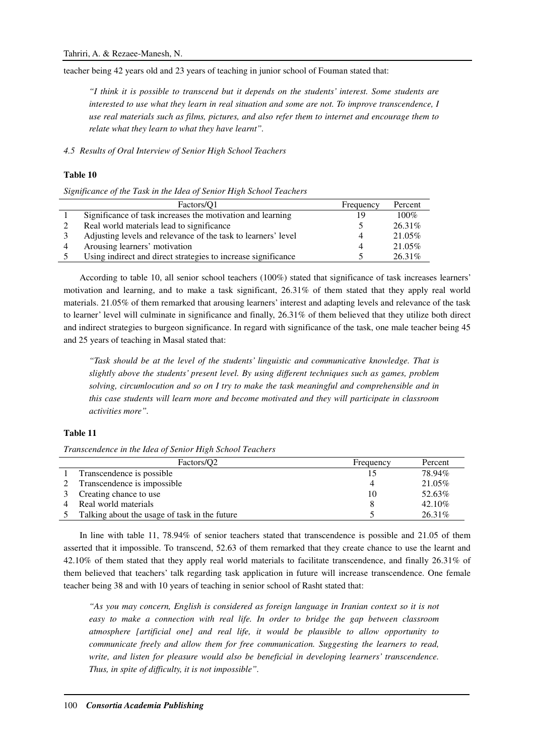teacher being 42 years old and 23 years of teaching in junior school of Fouman stated that:

> *"I think it is possible to transcend but it depends on the students' interest. Some students are interested to use what they learn in real situation and some are not. To improve transcendence, I use real materials such as films, pictures, and also refer them to internet and encourage them to relate what they learn to what they have learnt".*

*4.5 Results of Oral Interview of Senior High School Teachers*

**Table 10**

*Significance of the Task in the Idea of Senior High School Teachers*

| | Factors/Q1 | Frequency | Percent |
|---|---|---|---|
| 1 | Significance of task increases the motivation and learning | 19 | 100% |
| 2 | Real world materials lead to significance | 5 | 26.31% |
| 3 | Adjusting levels and relevance of the task to learners' level | 4 | 21.05% |
| 4 | Arousing learners' motivation | 4 | 21.05% |
| 5 | Using indirect and direct strategies to increase significance | 5 | 26.31% |

According to table 10, all senior school teachers (100%) stated that significance of task increases learners' motivation and learning, and to make a task significant, 26.31% of them stated that they apply real world materials. 21.05% of them remarked that arousing learners' interest and adapting levels and relevance of the task to learner' level will culminate in significance and finally, 26.31% of them believed that they utilize both direct and indirect strategies to burgeon significance. In regard with significance of the task, one male teacher being 45 and 25 years of teaching in Masal stated that:

> *"Task should be at the level of the students' linguistic and communicative knowledge. That is slightly above the students' present level. By using different techniques such as games, problem solving, circumlocution and so on I try to make the task meaningful and comprehensible and in this case students will learn more and become motivated and they will participate in classroom activities more".*

**Table 11**

*Transcendence in the Idea of Senior High School Teachers*

| | Factors/Q2 | Frequency | Percent |
|---|---|---|---|
| 1 | Transcendence is possible | 15 | 78.94% |
| 2 | Transcendence is impossible | 4 | 21.05% |
| 3 | Creating chance to use | 10 | 52.63% |
| 4 | Real world materials | 8 | 42.10% |
| 5 | Talking about the usage of task in the future | 5 | 26.31% |

In line with table 11, 78.94% of senior teachers stated that transcendence is possible and 21.05 of them asserted that it impossible. To transcend, 52.63 of them remarked that they create chance to use the learnt and 42.10% of them stated that they apply real world materials to facilitate transcendence, and finally 26.31% of them believed that teachers' talk regarding task application in future will increase transcendence. One female teacher being 38 and with 10 years of teaching in senior school of Rasht stated that:

> *"As you may concern, English is considered as foreign language in Iranian context so it is not easy to make a connection with real life. In order to bridge the gap between classroom atmosphere [artificial one] and real life, it would be plausible to allow opportunity to communicate freely and allow them for free communication. Suggesting the learners to read, write, and listen for pleasure would also be beneficial in developing learners' transcendence. Thus, in spite of difficulty, it is not impossible".*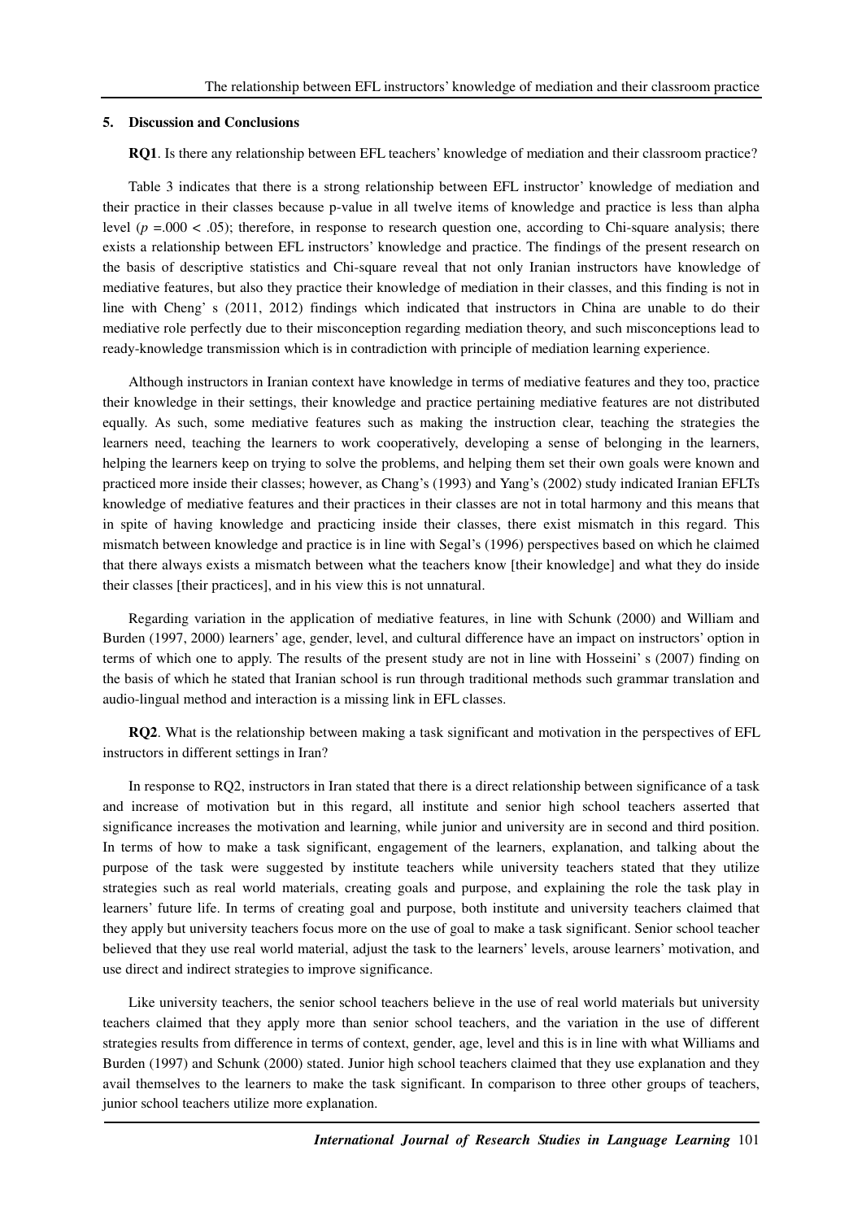## 5. Discussion and Conclusions

**RQ1**. Is there any relationship between EFL teachers' knowledge of mediation and their classroom practice?

Table 3 indicates that there is a strong relationship between EFL instructor' knowledge of mediation and their practice in their classes because p-value in all twelve items of knowledge and practice is less than alpha level ($p$ =.000 < .05); therefore, in response to research question one, according to Chi-square analysis; there exists a relationship between EFL instructors' knowledge and practice. The findings of the present research on the basis of descriptive statistics and Chi-square reveal that not only Iranian instructors have knowledge of mediative features, but also they practice their knowledge of mediation in their classes, and this finding is not in line with Cheng' s (2011, 2012) findings which indicated that instructors in China are unable to do their mediative role perfectly due to their misconception regarding mediation theory, and such misconceptions lead to ready-knowledge transmission which is in contradiction with principle of mediation learning experience.

Although instructors in Iranian context have knowledge in terms of mediative features and they too, practice their knowledge in their settings, their knowledge and practice pertaining mediative features are not distributed equally. As such, some mediative features such as making the instruction clear, teaching the strategies the learners need, teaching the learners to work cooperatively, developing a sense of belonging in the learners, helping the learners keep on trying to solve the problems, and helping them set their own goals were known and practiced more inside their classes; however, as Chang's (1993) and Yang's (2002) study indicated Iranian EFLTs knowledge of mediative features and their practices in their classes are not in total harmony and this means that in spite of having knowledge and practicing inside their classes, there exist mismatch in this regard. This mismatch between knowledge and practice is in line with Segal's (1996) perspectives based on which he claimed that there always exists a mismatch between what the teachers know [their knowledge] and what they do inside their classes [their practices], and in his view this is not unnatural.

Regarding variation in the application of mediative features, in line with Schunk (2000) and William and Burden (1997, 2000) learners' age, gender, level, and cultural difference have an impact on instructors' option in terms of which one to apply. The results of the present study are not in line with Hosseini' s (2007) finding on the basis of which he stated that Iranian school is run through traditional methods such grammar translation and audio-lingual method and interaction is a missing link in EFL classes.

**RQ2**. What is the relationship between making a task significant and motivation in the perspectives of EFL instructors in different settings in Iran?

In response to RQ2, instructors in Iran stated that there is a direct relationship between significance of a task and increase of motivation but in this regard, all institute and senior high school teachers asserted that significance increases the motivation and learning, while junior and university are in second and third position. In terms of how to make a task significant, engagement of the learners, explanation, and talking about the purpose of the task were suggested by institute teachers while university teachers stated that they utilize strategies such as real world materials, creating goals and purpose, and explaining the role the task play in learners' future life. In terms of creating goal and purpose, both institute and university teachers claimed that they apply but university teachers focus more on the use of goal to make a task significant. Senior school teacher believed that they use real world material, adjust the task to the learners' levels, arouse learners' motivation, and use direct and indirect strategies to improve significance.

Like university teachers, the senior school teachers believe in the use of real world materials but university teachers claimed that they apply more than senior school teachers, and the variation in the use of different strategies results from difference in terms of context, gender, age, level and this is in line with what Williams and Burden (1997) and Schunk (2000) stated. Junior high school teachers claimed that they use explanation and they avail themselves to the learners to make the task significant. In comparison to three other groups of teachers, junior school teachers utilize more explanation.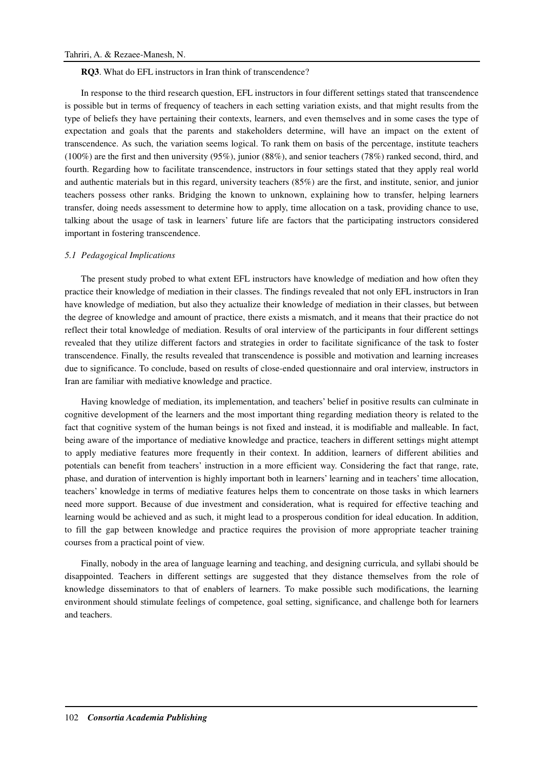**RQ3**. What do EFL instructors in Iran think of transcendence?

In response to the third research question, EFL instructors in four different settings stated that transcendence is possible but in terms of frequency of teachers in each setting variation exists, and that might results from the type of beliefs they have pertaining their contexts, learners, and even themselves and in some cases the type of expectation and goals that the parents and stakeholders determine, will have an impact on the extent of transcendence. As such, the variation seems logical. To rank them on basis of the percentage, institute teachers (100%) are the first and then university (95%), junior (88%), and senior teachers (78%) ranked second, third, and fourth. Regarding how to facilitate transcendence, instructors in four settings stated that they apply real world and authentic materials but in this regard, university teachers (85%) are the first, and institute, senior, and junior teachers possess other ranks. Bridging the known to unknown, explaining how to transfer, helping learners transfer, doing needs assessment to determine how to apply, time allocation on a task, providing chance to use, talking about the usage of task in learners' future life are factors that the participating instructors considered important in fostering transcendence.

### *5.1 Pedagogical Implications*

The present study probed to what extent EFL instructors have knowledge of mediation and how often they practice their knowledge of mediation in their classes. The findings revealed that not only EFL instructors in Iran have knowledge of mediation, but also they actualize their knowledge of mediation in their classes, but between the degree of knowledge and amount of practice, there exists a mismatch, and it means that their practice do not reflect their total knowledge of mediation. Results of oral interview of the participants in four different settings revealed that they utilize different factors and strategies in order to facilitate significance of the task to foster transcendence. Finally, the results revealed that transcendence is possible and motivation and learning increases due to significance. To conclude, based on results of close-ended questionnaire and oral interview, instructors in Iran are familiar with mediative knowledge and practice.

Having knowledge of mediation, its implementation, and teachers' belief in positive results can culminate in cognitive development of the learners and the most important thing regarding mediation theory is related to the fact that cognitive system of the human beings is not fixed and instead, it is modifiable and malleable. In fact, being aware of the importance of mediative knowledge and practice, teachers in different settings might attempt to apply mediative features more frequently in their context. In addition, learners of different abilities and potentials can benefit from teachers' instruction in a more efficient way. Considering the fact that range, rate, phase, and duration of intervention is highly important both in learners' learning and in teachers' time allocation, teachers' knowledge in terms of mediative features helps them to concentrate on those tasks in which learners need more support. Because of due investment and consideration, what is required for effective teaching and learning would be achieved and as such, it might lead to a prosperous condition for ideal education. In addition, to fill the gap between knowledge and practice requires the provision of more appropriate teacher training courses from a practical point of view.

Finally, nobody in the area of language learning and teaching, and designing curricula, and syllabi should be disappointed. Teachers in different settings are suggested that they distance themselves from the role of knowledge disseminators to that of enablers of learners. To make possible such modifications, the learning environment should stimulate feelings of competence, goal setting, significance, and challenge both for learners and teachers.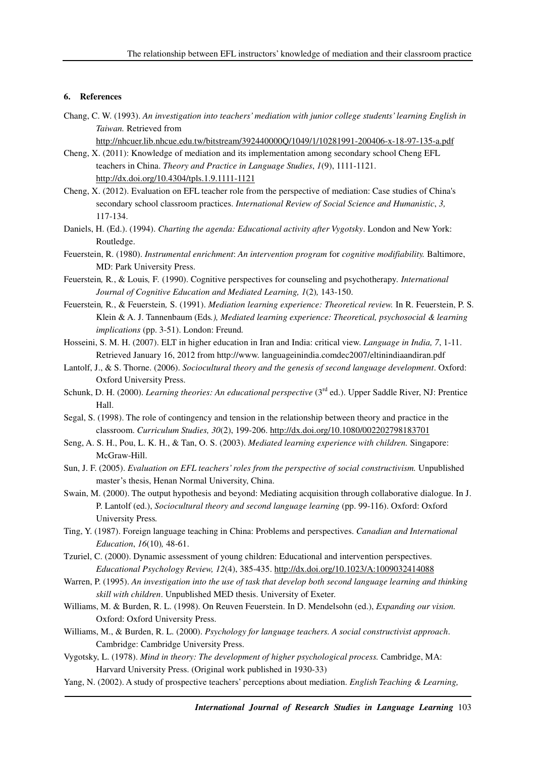### 6. References

Chang, C. W. (1993). *An investigation into teachers' mediation with junior college students' learning English in Taiwan.* Retrieved from http://nhcuer.lib.nhcue.edu.tw/bitstream/392440000Q/1049/1/10281991-200406-x-18-97-135-a.pdf

Cheng, X. (2011): Knowledge of mediation and its implementation among secondary school Cheng EFL teachers in China. *Theory and Practice in Language Studies*, *1*(9), 1111-1121. http://dx.doi.org/10.4304/tpls.1.9.1111-1121

Cheng, X. (2012). Evaluation on EFL teacher role from the perspective of mediation: Case studies of China's secondary school classroom practices. *International Review of Social Science and Humanistic*, *3,* 117-134.

Daniels, H. (Ed.). (1994). *Charting the agenda: Educational activity after Vygotsky*. London and New York: Routledge.

Feuerstein, R. (1980). *Instrumental enrichment*: *An intervention program* for *cognitive modifiability.* Baltimore, MD: Park University Press.

Feuerstein, R., & Louis, F. (1990). Cognitive perspectives for counseling and psychotherapy. *International Journal of Cognitive Education and Mediated Learning, 1*(2), 143-150.

Feuerstein, R., & Feuerstein, S. (1991). *Mediation learning experience: Theoretical review.* In R. Feuerstein, P. S. Klein & A. J. Tannenbaum (Eds*.), Mediated learning experience: Theoretical, psychosocial & learning implications* (pp. 3-51). London: Freund.

Hosseini, S. M. H. (2007). ELT in higher education in Iran and India: critical view. *Language in India, 7*, 1-11. Retrieved January 16, 2012 from http://www. languageinindia.comdec2007/eltinindiaandiran.pdf

Lantolf, J., & S. Thorne. (2006). *Sociocultural theory and the genesis of second language development*. Oxford: Oxford University Press.

Schunk, D. H. (2000). *Learning theories: An educational perspective* (3rd ed.). Upper Saddle River, NJ: Prentice Hall.

Segal, S. (1998). The role of contingency and tension in the relationship between theory and practice in the classroom. *Curriculum Studies, 30*(2), 199-206. http://dx.doi.org/10.1080/002202798183701

Seng, A. S. H., Pou, L. K. H., & Tan, O. S. (2003). *Mediated learning experience with children.* Singapore: McGraw-Hill.

Sun, J. F. (2005). *Evaluation on EFL teachers' roles from the perspective of social constructivism.* Unpublished master's thesis, Henan Normal University, China.

Swain, M. (2000). The output hypothesis and beyond: Mediating acquisition through collaborative dialogue. In J. P. Lantolf (ed.), *Sociocultural theory and second language learning* (pp. 99-116). Oxford: Oxford University Press.

Ting, Y. (1987). Foreign language teaching in China: Problems and perspectives. *Canadian and International Education*, *16*(10), 48-61.

Tzuriel, C. (2000). Dynamic assessment of young children: Educational and intervention perspectives. *Educational Psychology Review, 12*(4), 385-435. http://dx.doi.org/10.1023/A:1009032414088

Warren, P. (1995). *An investigation into the use of task that develop both second language learning and thinking skill with children*. Unpublished MED thesis. University of Exeter.

Williams, M. & Burden, R. L. (1998). On Reuven Feuerstein. In D. Mendelsohn (ed.), *Expanding our vision.* Oxford: Oxford University Press.

Williams, M., & Burden, R. L. (2000). *Psychology for language teachers. A social constructivist approach*. Cambridge: Cambridge University Press.

Vygotsky, L. (1978). *Mind in theory: The development of higher psychological process.* Cambridge, MA: Harvard University Press. (Original work published in 1930-33)

Yang, N. (2002). A study of prospective teachers' perceptions about mediation. *English Teaching & Learning,*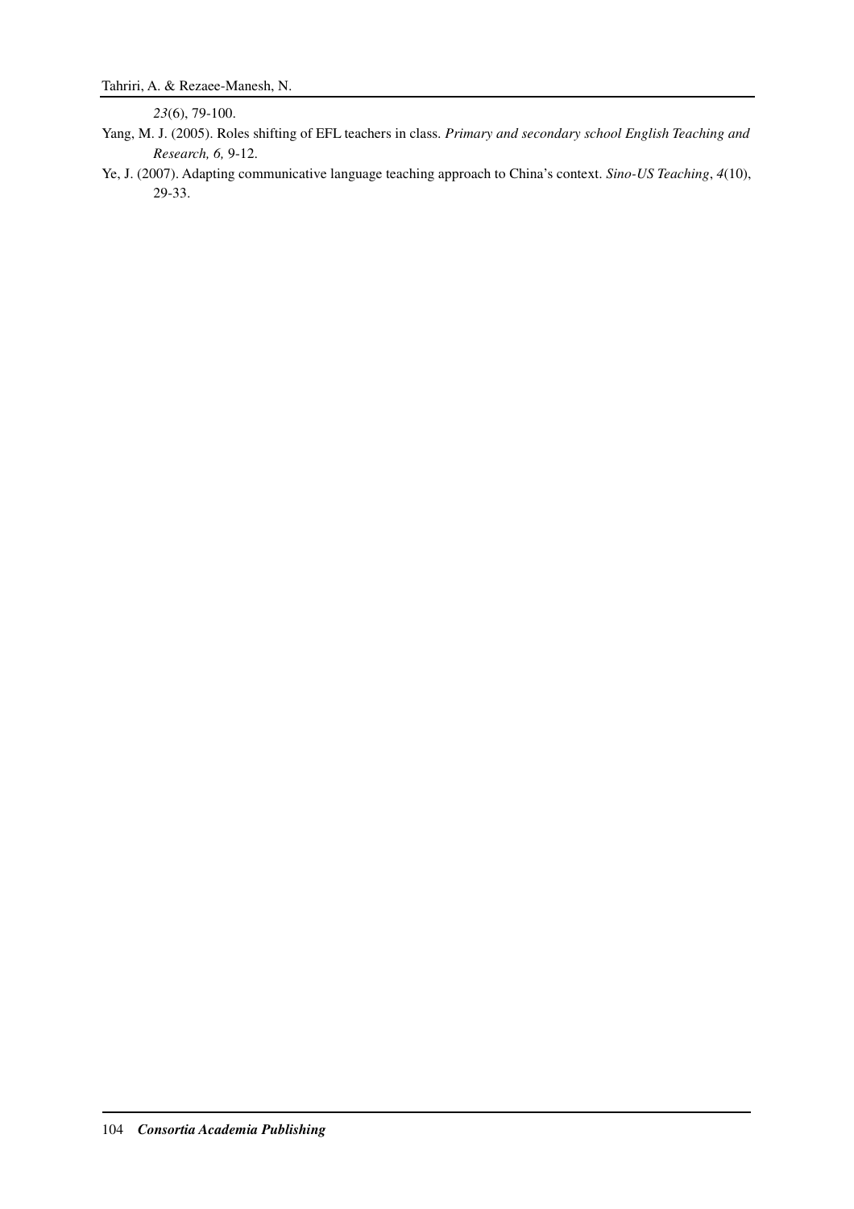*23*(6), 79-100.

Yang, M. J. (2005). Roles shifting of EFL teachers in class. *Primary and secondary school English Teaching and Research, 6,* 9-12.

Ye, J. (2007). Adapting communicative language teaching approach to China's context. *Sino-US Teaching*, *4*(10), 29-33.